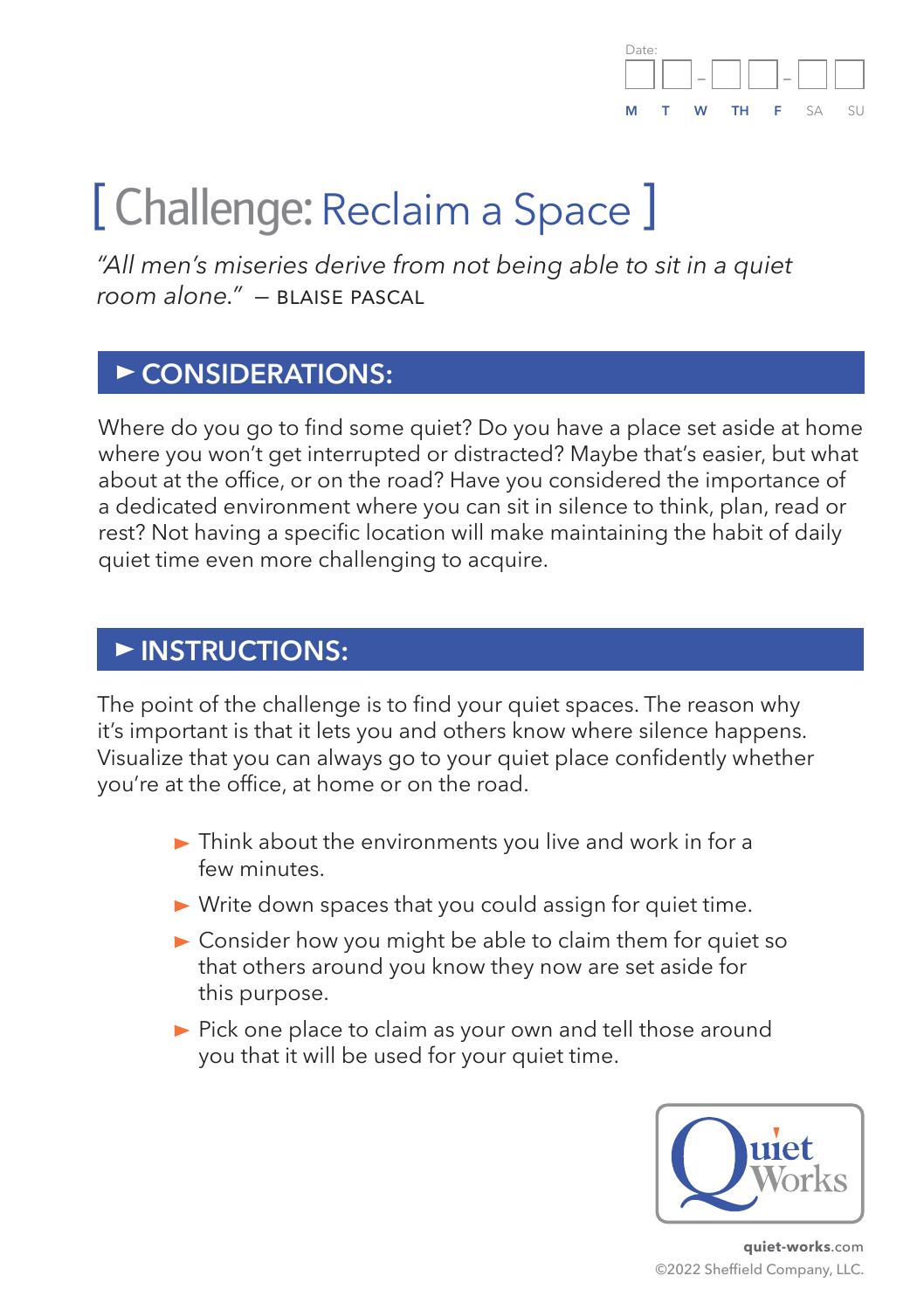Date: ☐☐-☐☐-☐☐

M T W TH F SA SU

# [ Challenge: Reclaim a Space ]

*"All men's miseries derive from not being able to sit in a quiet room alone."* — BLAISE PASCAL

## ► CONSIDERATIONS:

Where do you go to find some quiet? Do you have a place set aside at home where you won't get interrupted or distracted? Maybe that's easier, but what about at the office, or on the road? Have you considered the importance of a dedicated environment where you can sit in silence to think, plan, read or rest? Not having a specific location will make maintaining the habit of daily quiet time even more challenging to acquire.

## ► INSTRUCTIONS:

The point of the challenge is to find your quiet spaces. The reason why it's important is that it lets you and others know where silence happens. Visualize that you can always go to your quiet place confidently whether you're at the office, at home or on the road.

- Think about the environments you live and work in for a few minutes.
- Write down spaces that you could assign for quiet time.
- Consider how you might be able to claim them for quiet so that others around you know they now are set aside for this purpose.
- Pick one place to claim as your own and tell those around you that it will be used for your quiet time.

Quiet Works

**quiet-works**.com
©2022 Sheffield Company, LLC.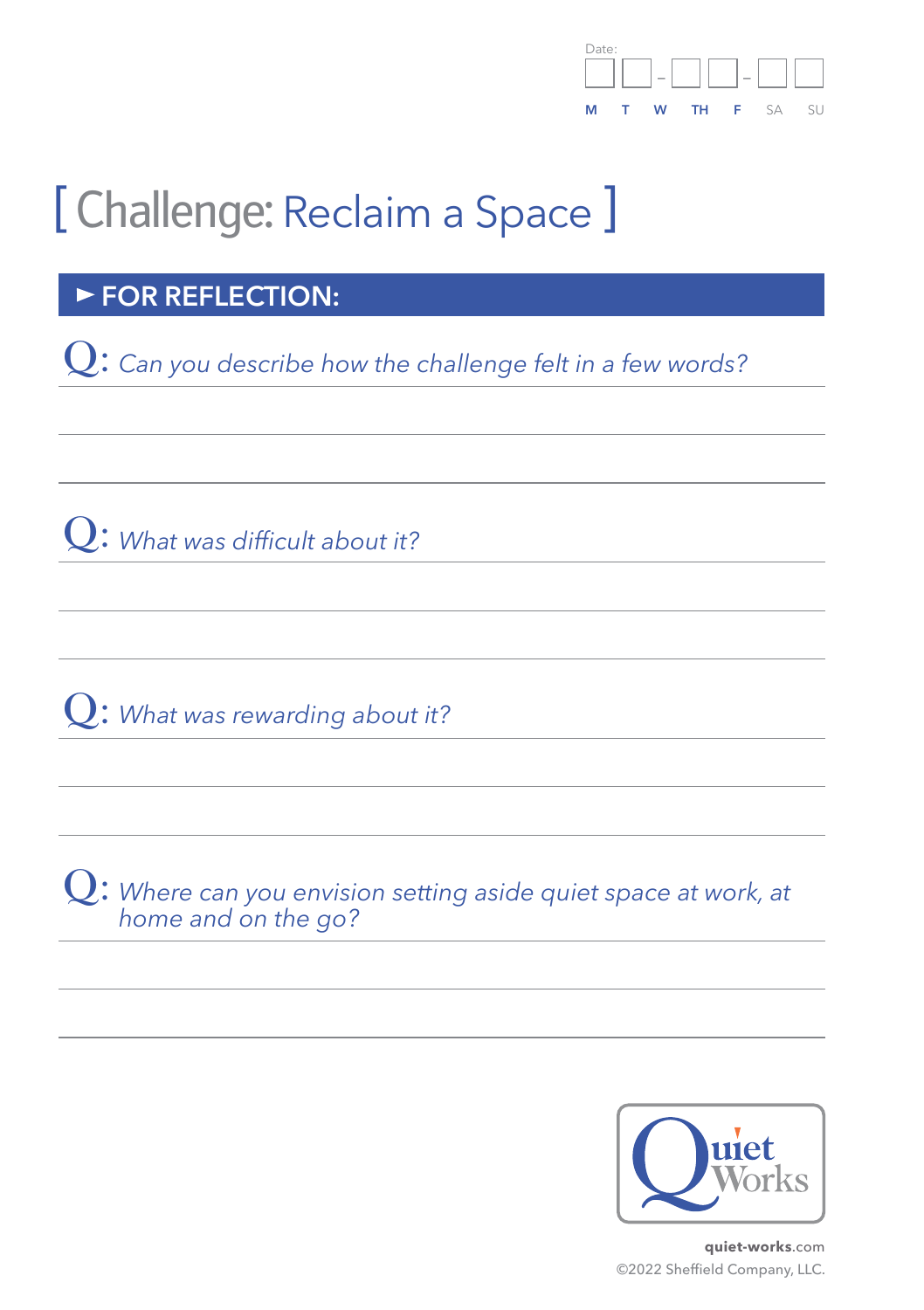Date: \_\_ \_\_ – \_\_ \_\_ – \_\_ \_\_

M T W TH F SA SU

# [ Challenge: Reclaim a Space ]

## ► FOR REFLECTION:

**Q:** *Can you describe how the challenge felt in a few words?*

**Q:** *What was difficult about it?*

**Q:** *What was rewarding about it?*

**Q:** *Where can you envision setting aside quiet space at work, at home and on the go?*

Quiet Works

**quiet-works**.com
©2022 Sheffield Company, LLC.